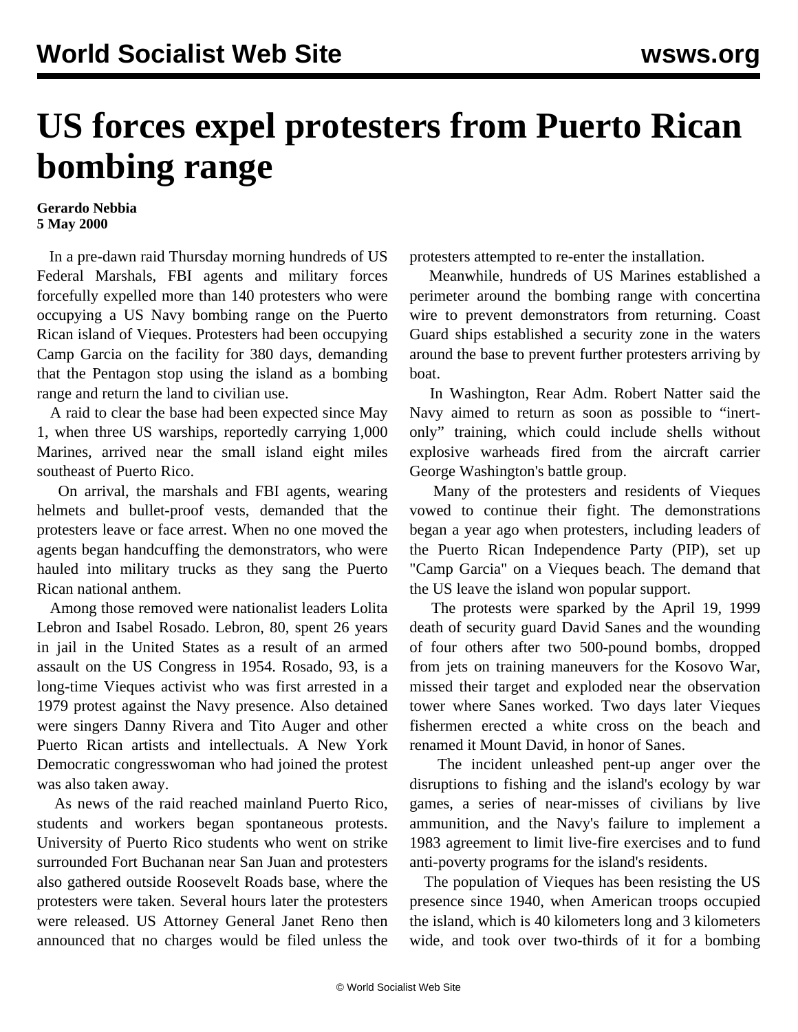# US forces expel protesters from Puerto Rican bombing range

**Gerardo Nebbia**
**5 May 2000**

In a pre-dawn raid Thursday morning hundreds of US Federal Marshals, FBI agents and military forces forcefully expelled more than 140 protesters who were occupying a US Navy bombing range on the Puerto Rican island of Vieques. Protesters had been occupying Camp Garcia on the facility for 380 days, demanding that the Pentagon stop using the island as a bombing range and return the land to civilian use.

A raid to clear the base had been expected since May 1, when three US warships, reportedly carrying 1,000 Marines, arrived near the small island eight miles southeast of Puerto Rico.

On arrival, the marshals and FBI agents, wearing helmets and bullet-proof vests, demanded that the protesters leave or face arrest. When no one moved the agents began handcuffing the demonstrators, who were hauled into military trucks as they sang the Puerto Rican national anthem.

Among those removed were nationalist leaders Lolita Lebron and Isabel Rosado. Lebron, 80, spent 26 years in jail in the United States as a result of an armed assault on the US Congress in 1954. Rosado, 93, is a long-time Vieques activist who was first arrested in a 1979 protest against the Navy presence. Also detained were singers Danny Rivera and Tito Auger and other Puerto Rican artists and intellectuals. A New York Democratic congresswoman who had joined the protest was also taken away.

As news of the raid reached mainland Puerto Rico, students and workers began spontaneous protests. University of Puerto Rico students who went on strike surrounded Fort Buchanan near San Juan and protesters also gathered outside Roosevelt Roads base, where the protesters were taken. Several hours later the protesters were released. US Attorney General Janet Reno then announced that no charges would be filed unless the protesters attempted to re-enter the installation.

Meanwhile, hundreds of US Marines established a perimeter around the bombing range with concertina wire to prevent demonstrators from returning. Coast Guard ships established a security zone in the waters around the base to prevent further protesters arriving by boat.

In Washington, Rear Adm. Robert Natter said the Navy aimed to return as soon as possible to “inert-only” training, which could include shells without explosive warheads fired from the aircraft carrier George Washington's battle group.

Many of the protesters and residents of Vieques vowed to continue their fight. The demonstrations began a year ago when protesters, including leaders of the Puerto Rican Independence Party (PIP), set up "Camp Garcia" on a Vieques beach. The demand that the US leave the island won popular support.

The protests were sparked by the April 19, 1999 death of security guard David Sanes and the wounding of four others after two 500-pound bombs, dropped from jets on training maneuvers for the Kosovo War, missed their target and exploded near the observation tower where Sanes worked. Two days later Vieques fishermen erected a white cross on the beach and renamed it Mount David, in honor of Sanes.

The incident unleashed pent-up anger over the disruptions to fishing and the island's ecology by war games, a series of near-misses of civilians by live ammunition, and the Navy's failure to implement a 1983 agreement to limit live-fire exercises and to fund anti-poverty programs for the island's residents.

The population of Vieques has been resisting the US presence since 1940, when American troops occupied the island, which is 40 kilometers long and 3 kilometers wide, and took over two-thirds of it for a bombing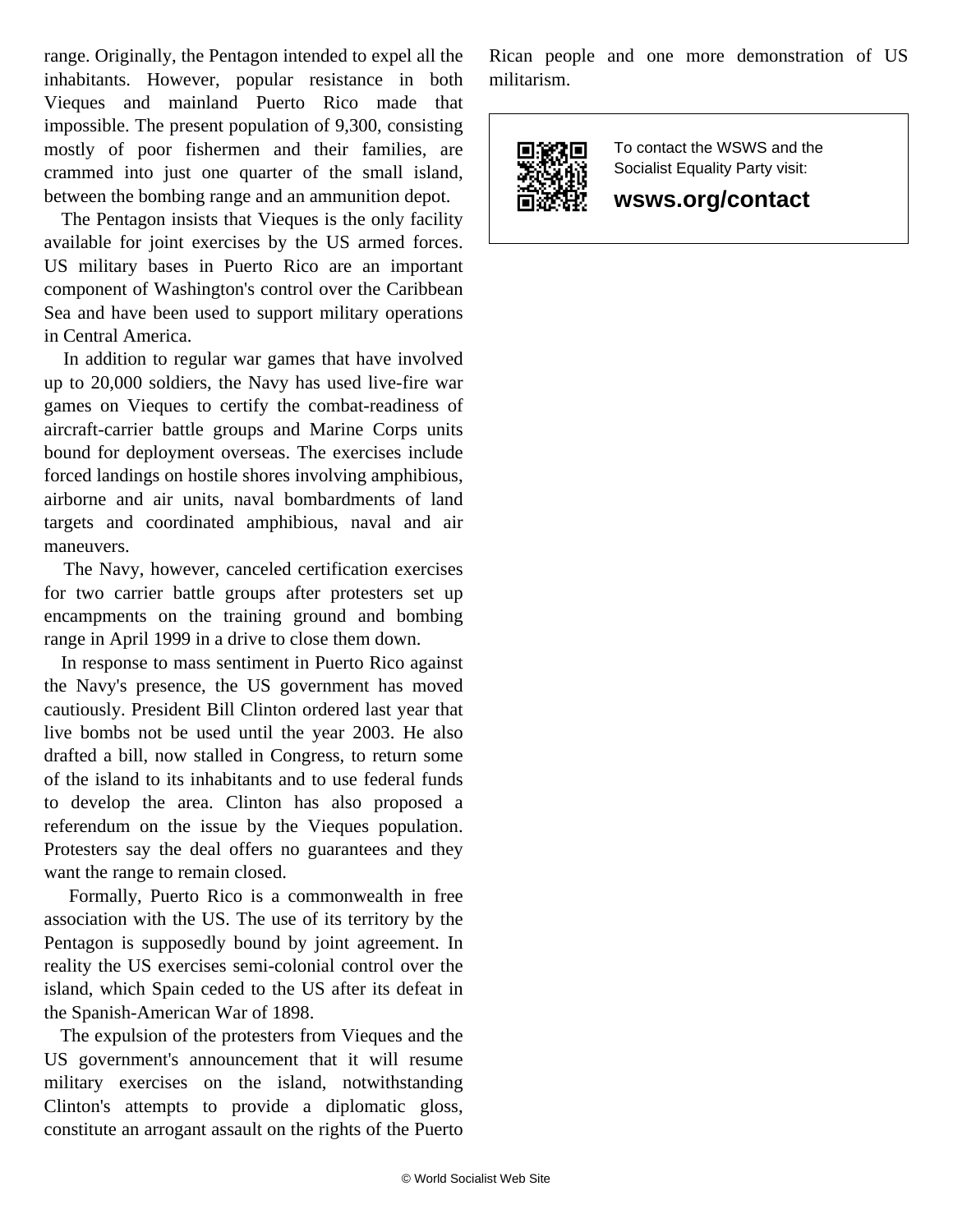range. Originally, the Pentagon intended to expel all the inhabitants. However, popular resistance in both Vieques and mainland Puerto Rico made that impossible. The present population of 9,300, consisting mostly of poor fishermen and their families, are crammed into just one quarter of the small island, between the bombing range and an ammunition depot.

The Pentagon insists that Vieques is the only facility available for joint exercises by the US armed forces. US military bases in Puerto Rico are an important component of Washington's control over the Caribbean Sea and have been used to support military operations in Central America.

In addition to regular war games that have involved up to 20,000 soldiers, the Navy has used live-fire war games on Vieques to certify the combat-readiness of aircraft-carrier battle groups and Marine Corps units bound for deployment overseas. The exercises include forced landings on hostile shores involving amphibious, airborne and air units, naval bombardments of land targets and coordinated amphibious, naval and air maneuvers.

The Navy, however, canceled certification exercises for two carrier battle groups after protesters set up encampments on the training ground and bombing range in April 1999 in a drive to close them down.

In response to mass sentiment in Puerto Rico against the Navy's presence, the US government has moved cautiously. President Bill Clinton ordered last year that live bombs not be used until the year 2003. He also drafted a bill, now stalled in Congress, to return some of the island to its inhabitants and to use federal funds to develop the area. Clinton has also proposed a referendum on the issue by the Vieques population. Protesters say the deal offers no guarantees and they want the range to remain closed.

Formally, Puerto Rico is a commonwealth in free association with the US. The use of its territory by the Pentagon is supposedly bound by joint agreement. In reality the US exercises semi-colonial control over the island, which Spain ceded to the US after its defeat in the Spanish-American War of 1898.

The expulsion of the protesters from Vieques and the US government's announcement that it will resume military exercises on the island, notwithstanding Clinton's attempts to provide a diplomatic gloss, constitute an arrogant assault on the rights of the Puerto Rican people and one more demonstration of US militarism.

To contact the WSWS and the Socialist Equality Party visit:

**wsws.org/contact**